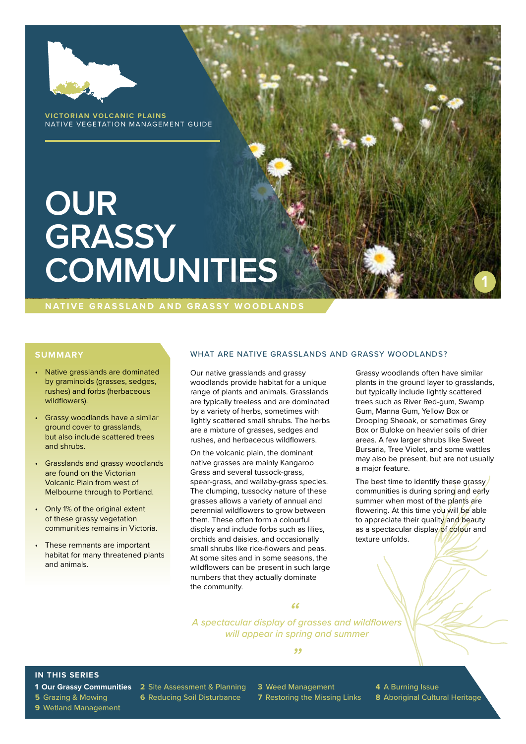VICTORIAN VOLCANIC PLAINS
NATIVE VEGETATION MANAGEMENT GUIDE

# OUR GRASSY COMMUNITIES

1

## NATIVE GRASSLAND AND GRASSY WOODLANDS

### SUMMARY

- Native grasslands are dominated by graminoids (grasses, sedges, rushes) and forbs (herbaceous wildflowers).
- Grassy woodlands have a similar ground cover to grasslands, but also include scattered trees and shrubs.
- Grasslands and grassy woodlands are found on the Victorian Volcanic Plain from west of Melbourne through to Portland.
- Only 1% of the original extent of these grassy vegetation communities remains in Victoria.
- These remnants are important habitat for many threatened plants and animals.

### WHAT ARE NATIVE GRASSLANDS AND GRASSY WOODLANDS?

Our native grasslands and grassy woodlands provide habitat for a unique range of plants and animals. Grasslands are typically treeless and are dominated by a variety of herbs, sometimes with lightly scattered small shrubs. The herbs are a mixture of grasses, sedges and rushes, and herbaceous wildflowers.

On the volcanic plain, the dominant native grasses are mainly Kangaroo Grass and several tussock-grass, spear-grass, and wallaby-grass species. The clumping, tussocky nature of these grasses allows a variety of annual and perennial wildflowers to grow between them. These often form a colourful display and include forbs such as lilies, orchids and daisies, and occasionally small shrubs like rice-flowers and peas. At some sites and in some seasons, the wildflowers can be present in such large numbers that they actually dominate the community.

Grassy woodlands often have similar plants in the ground layer to grasslands, but typically include lightly scattered trees such as River Red-gum, Swamp Gum, Manna Gum, Yellow Box or Drooping Sheoak, or sometimes Grey Box or Buloke on heavier soils of drier areas. A few larger shrubs like Sweet Bursaria, Tree Violet, and some wattles may also be present, but are not usually a major feature.

The best time to identify these grassy communities is during spring and early summer when most of the plants are flowering. At this time you will be able to appreciate their quality and beauty as a spectacular display of colour and texture unfolds.

> *"A spectacular display of grasses and wildflowers will appear in spring and summer"*

### IN THIS SERIES

**1 Our Grassy Communities**
2 Site Assessment & Planning
3 Weed Management
4 A Burning Issue
5 Grazing & Mowing
6 Reducing Soil Disturbance
7 Restoring the Missing Links
8 Aboriginal Cultural Heritage
9 Wetland Management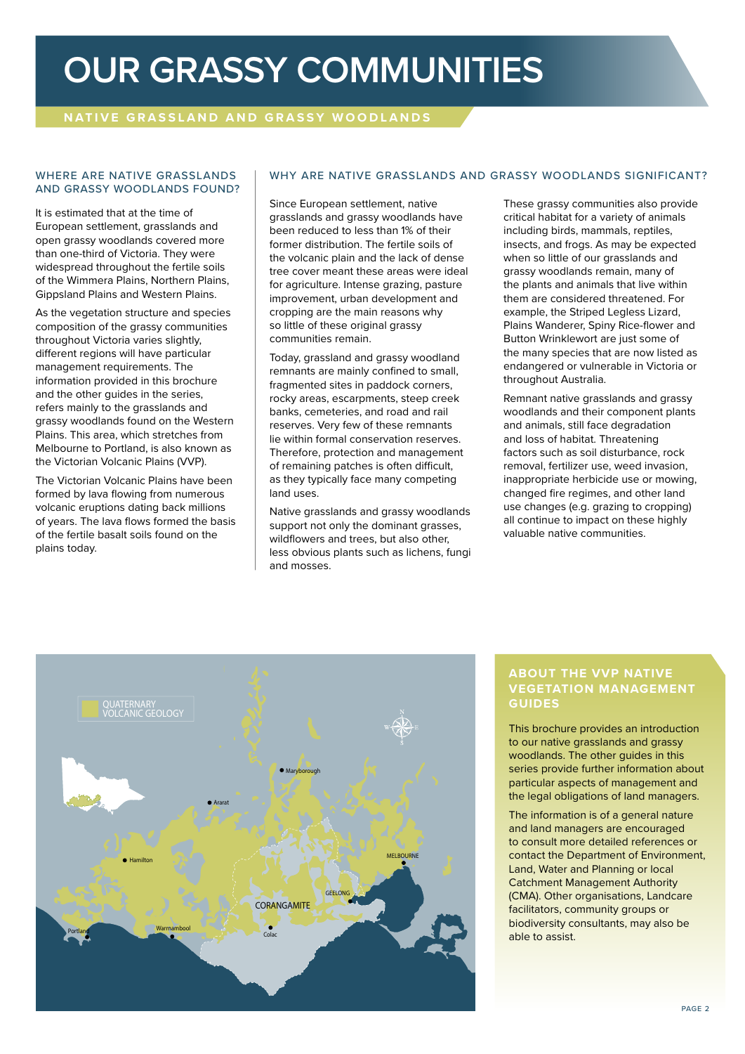# OUR GRASSY COMMUNITIES

## NATIVE GRASSLAND AND GRASSY WOODLANDS

### WHERE ARE NATIVE GRASSLANDS AND GRASSY WOODLANDS FOUND?

It is estimated that at the time of European settlement, grasslands and open grassy woodlands covered more than one-third of Victoria. They were widespread throughout the fertile soils of the Wimmera Plains, Northern Plains, Gippsland Plains and Western Plains.

As the vegetation structure and species composition of the grassy communities throughout Victoria varies slightly, different regions will have particular management requirements. The information provided in this brochure and the other guides in the series, refers mainly to the grasslands and grassy woodlands found on the Western Plains. This area, which stretches from Melbourne to Portland, is also known as the Victorian Volcanic Plains (VVP).

The Victorian Volcanic Plains have been formed by lava flowing from numerous volcanic eruptions dating back millions of years. The lava flows formed the basis of the fertile basalt soils found on the plains today.

### WHY ARE NATIVE GRASSLANDS AND GRASSY WOODLANDS SIGNIFICANT?

Since European settlement, native grasslands and grassy woodlands have been reduced to less than 1% of their former distribution. The fertile soils of the volcanic plain and the lack of dense tree cover meant these areas were ideal for agriculture. Intense grazing, pasture improvement, urban development and cropping are the main reasons why so little of these original grassy communities remain.

Today, grassland and grassy woodland remnants are mainly confined to small, fragmented sites in paddock corners, rocky areas, escarpments, steep creek banks, cemeteries, and road and rail reserves. Very few of these remnants lie within formal conservation reserves. Therefore, protection and management of remaining patches is often difficult, as they typically face many competing land uses.

Native grasslands and grassy woodlands support not only the dominant grasses, wildflowers and trees, but also other, less obvious plants such as lichens, fungi and mosses.

These grassy communities also provide critical habitat for a variety of animals including birds, mammals, reptiles, insects, and frogs. As may be expected when so little of our grasslands and grassy woodlands remain, many of the plants and animals that live within them are considered threatened. For example, the Striped Legless Lizard, Plains Wanderer, Spiny Rice-flower and Button Wrinklewort are just some of the many species that are now listed as endangered or vulnerable in Victoria or throughout Australia.

Remnant native grasslands and grassy woodlands and their component plants and animals, still face degradation and loss of habitat. Threatening factors such as soil disturbance, rock removal, fertilizer use, weed invasion, inappropriate herbicide use or mowing, changed fire regimes, and other land use changes (e.g. grazing to cropping) all continue to impact on these highly valuable native communities.

QUATERNARY VOLCANIC GEOLOGY

Maryborough, Ararat, Hamilton, Melbourne, Geelong, Corangamite, Portland, Warrnambool, Colac

### ABOUT THE VVP NATIVE VEGETATION MANAGEMENT GUIDES

This brochure provides an introduction to our native grasslands and grassy woodlands. The other guides in this series provide further information about particular aspects of management and the legal obligations of land managers.

The information is of a general nature and land managers are encouraged to consult more detailed references or contact the Department of Environment, Land, Water and Planning or local Catchment Management Authority (CMA). Other organisations, Landcare facilitators, community groups or biodiversity consultants, may also be able to assist.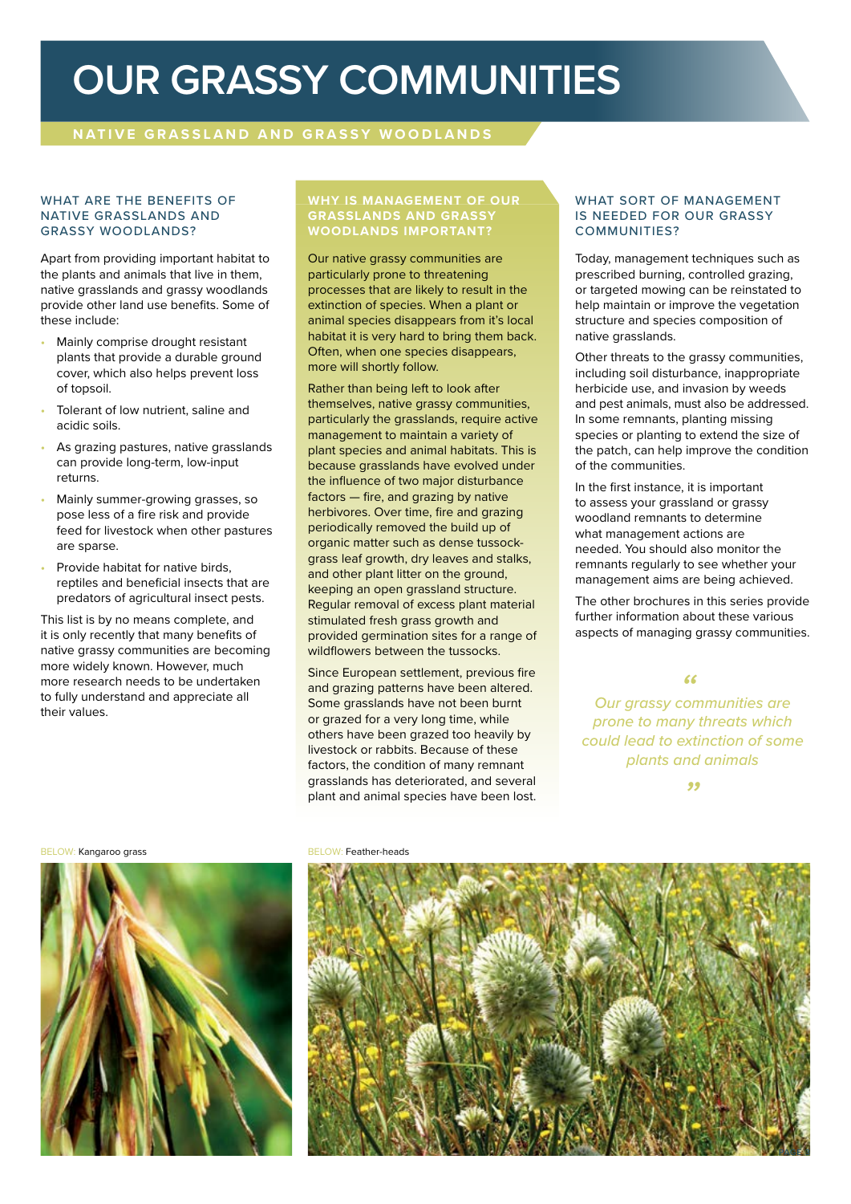# OUR GRASSY COMMUNITIES

## NATIVE GRASSLAND AND GRASSY WOODLANDS

### WHAT ARE THE BENEFITS OF NATIVE GRASSLANDS AND GRASSY WOODLANDS?

Apart from providing important habitat to the plants and animals that live in them, native grasslands and grassy woodlands provide other land use benefits. Some of these include:

- Mainly comprise drought resistant plants that provide a durable ground cover, which also helps prevent loss of topsoil.
- Tolerant of low nutrient, saline and acidic soils.
- As grazing pastures, native grasslands can provide long-term, low-input returns.
- Mainly summer-growing grasses, so pose less of a fire risk and provide feed for livestock when other pastures are sparse.
- Provide habitat for native birds, reptiles and beneficial insects that are predators of agricultural insect pests.

This list is by no means complete, and it is only recently that many benefits of native grassy communities are becoming more widely known. However, much more research needs to be undertaken to fully understand and appreciate all their values.

### WHY IS MANAGEMENT OF OUR GRASSLANDS AND GRASSY WOODLANDS IMPORTANT?

Our native grassy communities are particularly prone to threatening processes that are likely to result in the extinction of species. When a plant or animal species disappears from it's local habitat it is very hard to bring them back. Often, when one species disappears, more will shortly follow.

Rather than being left to look after themselves, native grassy communities, particularly the grasslands, require active management to maintain a variety of plant species and animal habitats. This is because grasslands have evolved under the influence of two major disturbance factors — fire, and grazing by native herbivores. Over time, fire and grazing periodically removed the build up of organic matter such as dense tussock-grass leaf growth, dry leaves and stalks, and other plant litter on the ground, keeping an open grassland structure. Regular removal of excess plant material stimulated fresh grass growth and provided germination sites for a range of wildflowers between the tussocks.

Since European settlement, previous fire and grazing patterns have been altered. Some grasslands have not been burnt or grazed for a very long time, while others have been grazed too heavily by livestock or rabbits. Because of these factors, the condition of many remnant grasslands has deteriorated, and several plant and animal species have been lost.

### WHAT SORT OF MANAGEMENT IS NEEDED FOR OUR GRASSY COMMUNITIES?

Today, management techniques such as prescribed burning, controlled grazing, or targeted mowing can be reinstated to help maintain or improve the vegetation structure and species composition of native grasslands.

Other threats to the grassy communities, including soil disturbance, inappropriate herbicide use, and invasion by weeds and pest animals, must also be addressed. In some remnants, planting missing species or planting to extend the size of the patch, can help improve the condition of the communities.

In the first instance, it is important to assess your grassland or grassy woodland remnants to determine what management actions are needed. You should also monitor the remnants regularly to see whether your management aims are being achieved.

The other brochures in this series provide further information about these various aspects of managing grassy communities.

> *"Our grassy communities are prone to many threats which could lead to extinction of some plants and animals"*

BELOW: Kangaroo grass

BELOW: Feather-heads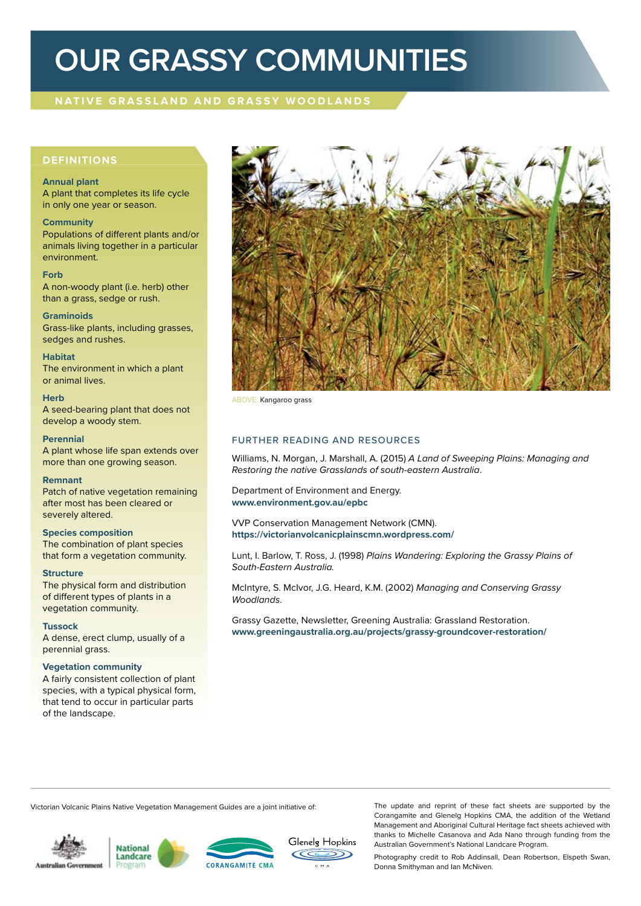# OUR GRASSY COMMUNITIES

**NATIVE GRASSLAND AND GRASSY WOODLANDS**

## DEFINITIONS

**Annual plant**
A plant that completes its life cycle in only one year or season.

**Community**
Populations of different plants and/or animals living together in a particular environment.

**Forb**
A non-woody plant (i.e. herb) other than a grass, sedge or rush.

**Graminoids**
Grass-like plants, including grasses, sedges and rushes.

**Habitat**
The environment in which a plant or animal lives.

**Herb**
A seed-bearing plant that does not develop a woody stem.

**Perennial**
A plant whose life span extends over more than one growing season.

**Remnant**
Patch of native vegetation remaining after most has been cleared or severely altered.

**Species composition**
The combination of plant species that form a vegetation community.

**Structure**
The physical form and distribution of different types of plants in a vegetation community.

**Tussock**
A dense, erect clump, usually of a perennial grass.

**Vegetation community**
A fairly consistent collection of plant species, with a typical physical form, that tend to occur in particular parts of the landscape.

ABOVE: Kangaroo grass

## FURTHER READING AND RESOURCES

Williams, N. Morgan, J. Marshall, A. (2015) *A Land of Sweeping Plains: Managing and Restoring the native Grasslands of south-eastern Australia*.

Department of Environment and Energy.
**www.environment.gov.au/epbc**

VVP Conservation Management Network (CMN).
**https://victorianvolcanicplainscmn.wordpress.com/**

Lunt, I. Barlow, T. Ross, J. (1998) *Plains Wandering: Exploring the Grassy Plains of South-Eastern Australia.*

McIntyre, S. McIvor, J.G. Heard, K.M. (2002) *Managing and Conserving Grassy Woodlands*.

Grassy Gazette, Newsletter, Greening Australia: Grassland Restoration.
**www.greeningaustralia.org.au/projects/grassy-groundcover-restoration/**

Victorian Volcanic Plains Native Vegetation Management Guides are a joint initiative of:

Australian Government | National Landcare Program | CORANGAMITE CMA | Glenelg Hopkins CMA

The update and reprint of these fact sheets are supported by the Corangamite and Glenelg Hopkins CMA, the addition of the Wetland Management and Aboriginal Cultural Heritage fact sheets achieved with thanks to Michelle Casanova and Ada Nano through funding from the Australian Government's National Landcare Program.

Photography credit to Rob Addinsall, Dean Robertson, Elspeth Swan, Donna Smithyman and Ian McNiven.